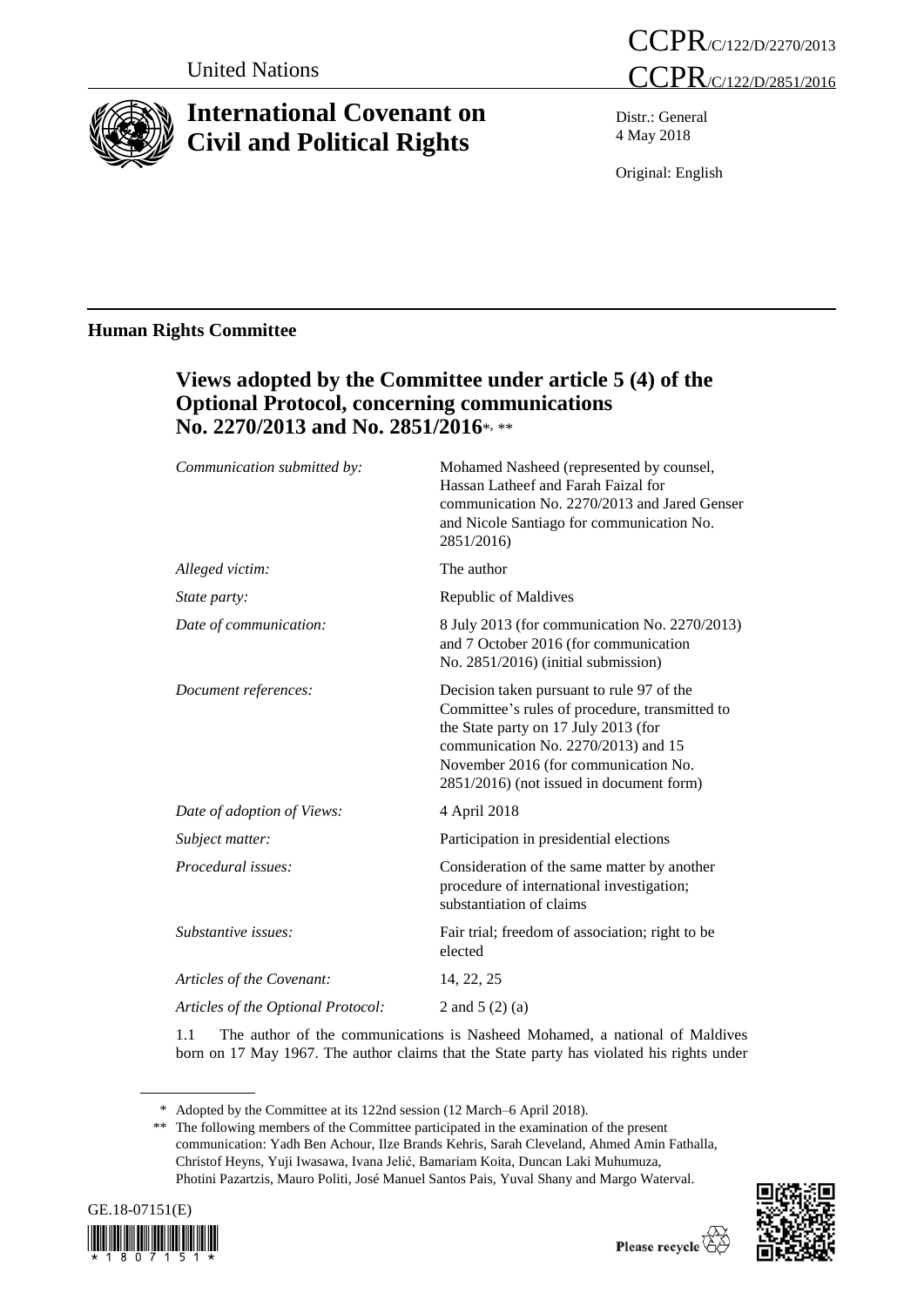United Nations

CCPR/C/122/D/2270/2013
CCPR/C/122/D/2851/2016

# International Covenant on Civil and Political Rights

Distr.: General
4 May 2018

Original: English

## Human Rights Committee

### Views adopted by the Committee under article 5 (4) of the Optional Protocol, concerning communications No. 2270/2013 and No. 2851/2016*, **

| | |
|---|---|
| *Communication submitted by:* | Mohamed Nasheed (represented by counsel, Hassan Latheef and Farah Faizal for communication No. 2270/2013 and Jared Genser and Nicole Santiago for communication No. 2851/2016) |
| *Alleged victim:* | The author |
| *State party:* | Republic of Maldives |
| *Date of communication:* | 8 July 2013 (for communication No. 2270/2013) and 7 October 2016 (for communication No. 2851/2016) (initial submission) |
| *Document references:* | Decision taken pursuant to rule 97 of the Committee's rules of procedure, transmitted to the State party on 17 July 2013 (for communication No. 2270/2013) and 15 November 2016 (for communication No. 2851/2016) (not issued in document form) |
| *Date of adoption of Views:* | 4 April 2018 |
| *Subject matter:* | Participation in presidential elections |
| *Procedural issues:* | Consideration of the same matter by another procedure of international investigation; substantiation of claims |
| *Substantive issues:* | Fair trial; freedom of association; right to be elected |
| *Articles of the Covenant:* | 14, 22, 25 |
| *Articles of the Optional Protocol:* | 2 and 5 (2) (a) |

1.1 The author of the communications is Nasheed Mohamed, a national of Maldives born on 17 May 1967. The author claims that the State party has violated his rights under

\* Adopted by the Committee at its 122nd session (12 March–6 April 2018).

\*\* The following members of the Committee participated in the examination of the present communication: Yadh Ben Achour, Ilze Brands Kehris, Sarah Cleveland, Ahmed Amin Fathalla, Christof Heyns, Yuji Iwasawa, Ivana Jelić, Bamariam Koita, Duncan Laki Muhumuza, Photini Pazartzis, Mauro Politi, José Manuel Santos Pais, Yuval Shany and Margo Waterval.

GE.18-07151(E)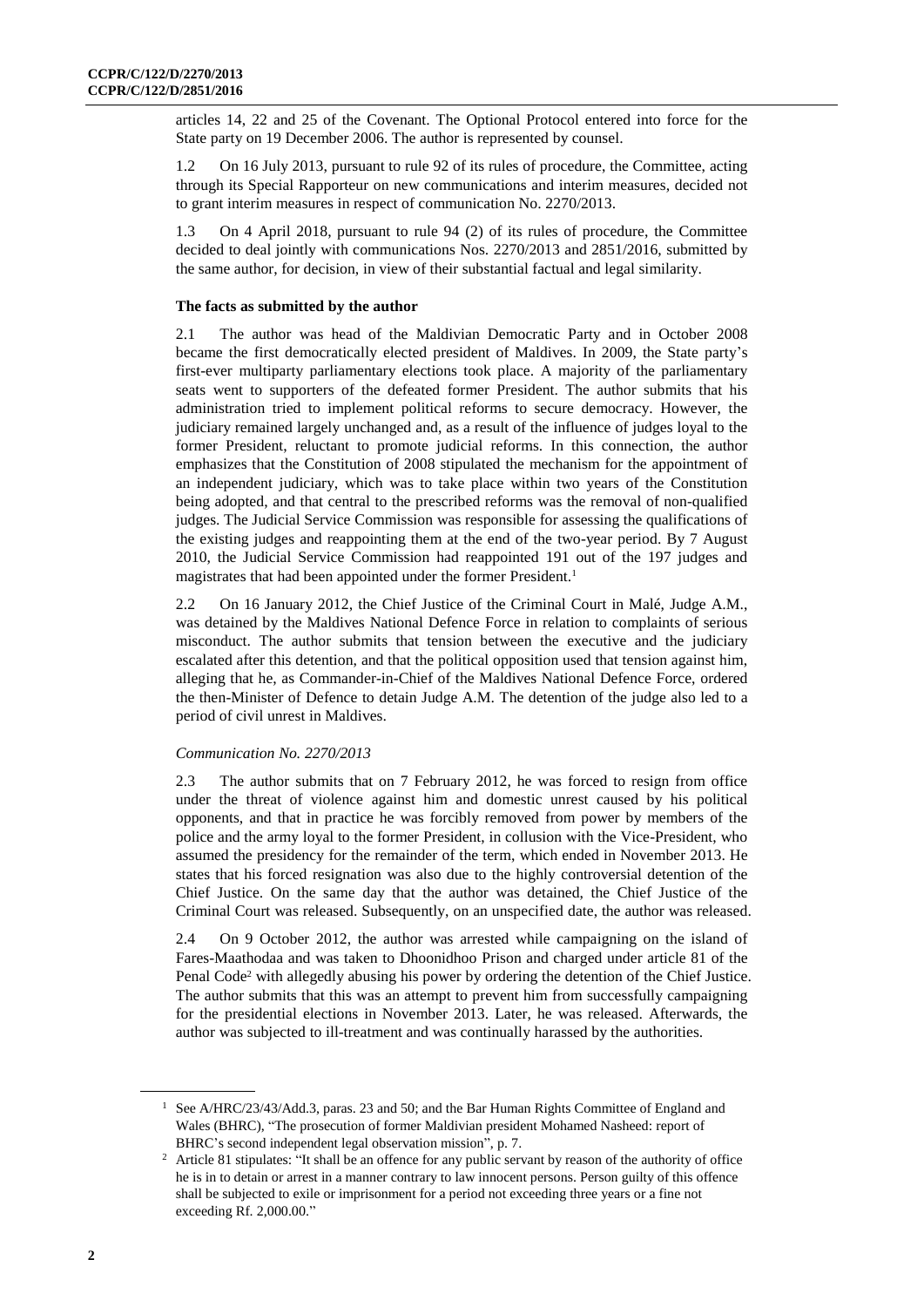articles 14, 22 and 25 of the Covenant. The Optional Protocol entered into force for the State party on 19 December 2006. The author is represented by counsel.

1.2 On 16 July 2013, pursuant to rule 92 of its rules of procedure, the Committee, acting through its Special Rapporteur on new communications and interim measures, decided not to grant interim measures in respect of communication No. 2270/2013.

1.3 On 4 April 2018, pursuant to rule 94 (2) of its rules of procedure, the Committee decided to deal jointly with communications Nos. 2270/2013 and 2851/2016, submitted by the same author, for decision, in view of their substantial factual and legal similarity.

### The facts as submitted by the author

2.1 The author was head of the Maldivian Democratic Party and in October 2008 became the first democratically elected president of Maldives. In 2009, the State party's first-ever multiparty parliamentary elections took place. A majority of the parliamentary seats went to supporters of the defeated former President. The author submits that his administration tried to implement political reforms to secure democracy. However, the judiciary remained largely unchanged and, as a result of the influence of judges loyal to the former President, reluctant to promote judicial reforms. In this connection, the author emphasizes that the Constitution of 2008 stipulated the mechanism for the appointment of an independent judiciary, which was to take place within two years of the Constitution being adopted, and that central to the prescribed reforms was the removal of non-qualified judges. The Judicial Service Commission was responsible for assessing the qualifications of the existing judges and reappointing them at the end of the two-year period. By 7 August 2010, the Judicial Service Commission had reappointed 191 out of the 197 judges and magistrates that had been appointed under the former President.[1]

2.2 On 16 January 2012, the Chief Justice of the Criminal Court in Malé, Judge A.M., was detained by the Maldives National Defence Force in relation to complaints of serious misconduct. The author submits that tension between the executive and the judiciary escalated after this detention, and that the political opposition used that tension against him, alleging that he, as Commander-in-Chief of the Maldives National Defence Force, ordered the then-Minister of Defence to detain Judge A.M. The detention of the judge also led to a period of civil unrest in Maldives.

#### *Communication No. 2270/2013*

2.3 The author submits that on 7 February 2012, he was forced to resign from office under the threat of violence against him and domestic unrest caused by his political opponents, and that in practice he was forcibly removed from power by members of the police and the army loyal to the former President, in collusion with the Vice-President, who assumed the presidency for the remainder of the term, which ended in November 2013. He states that his forced resignation was also due to the highly controversial detention of the Chief Justice. On the same day that the author was detained, the Chief Justice of the Criminal Court was released. Subsequently, on an unspecified date, the author was released.

2.4 On 9 October 2012, the author was arrested while campaigning on the island of Fares-Maathodaa and was taken to Dhoonidhoo Prison and charged under article 81 of the Penal Code[2] with allegedly abusing his power by ordering the detention of the Chief Justice. The author submits that this was an attempt to prevent him from successfully campaigning for the presidential elections in November 2013. Later, he was released. Afterwards, the author was subjected to ill-treatment and was continually harassed by the authorities.

---

[1] See A/HRC/23/43/Add.3, paras. 23 and 50; and the Bar Human Rights Committee of England and Wales (BHRC), "The prosecution of former Maldivian president Mohamed Nasheed: report of BHRC's second independent legal observation mission", p. 7.

[2] Article 81 stipulates: "It shall be an offence for any public servant by reason of the authority of office he is in to detain or arrest in a manner contrary to law innocent persons. Person guilty of this offence shall be subjected to exile or imprisonment for a period not exceeding three years or a fine not exceeding Rf. 2,000.00."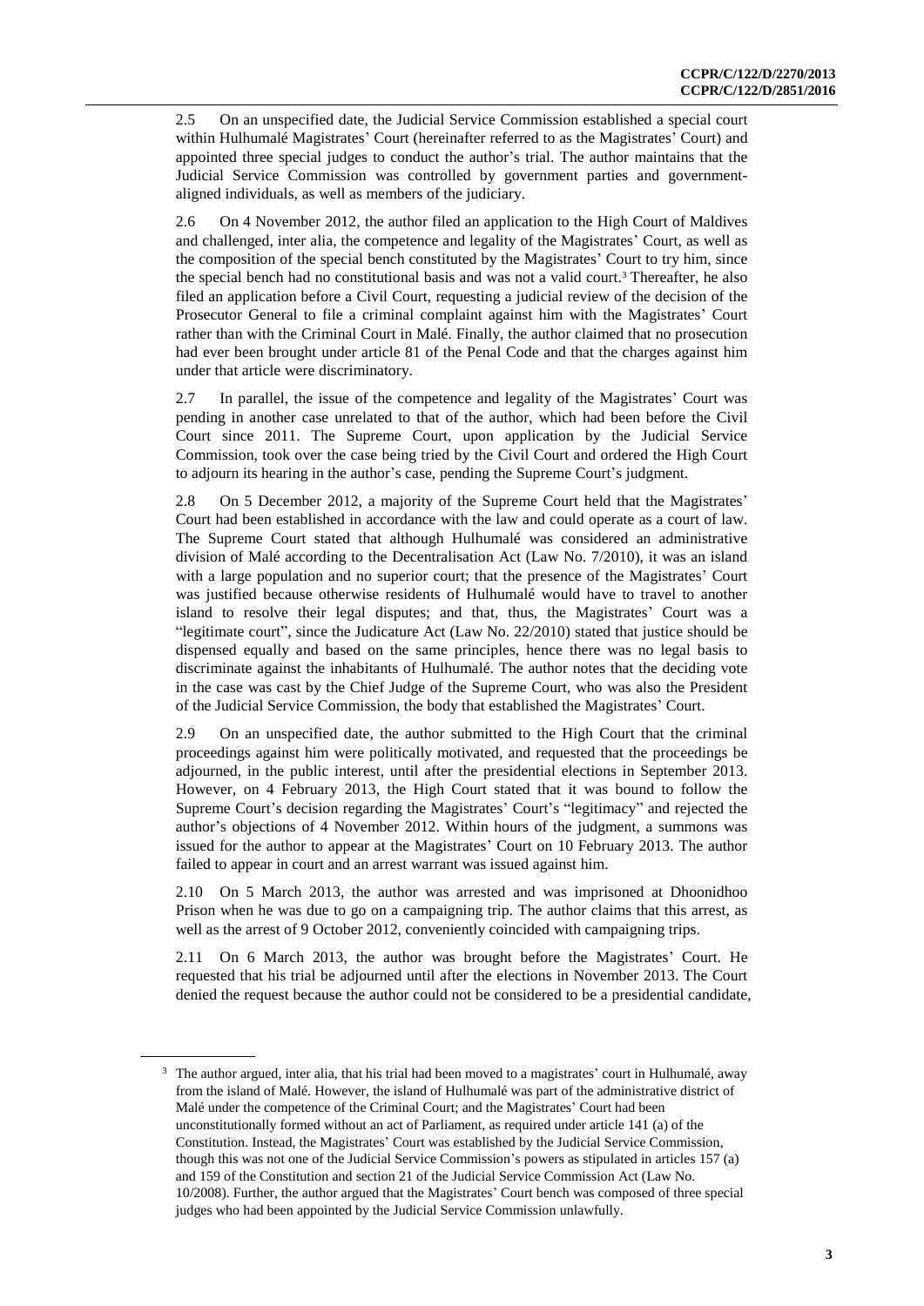2.5 On an unspecified date, the Judicial Service Commission established a special court within Hulhumalé Magistrates' Court (hereinafter referred to as the Magistrates' Court) and appointed three special judges to conduct the author's trial. The author maintains that the Judicial Service Commission was controlled by government parties and government-aligned individuals, as well as members of the judiciary.

2.6 On 4 November 2012, the author filed an application to the High Court of Maldives and challenged, inter alia, the competence and legality of the Magistrates' Court, as well as the composition of the special bench constituted by the Magistrates' Court to try him, since the special bench had no constitutional basis and was not a valid court.[3] Thereafter, he also filed an application before a Civil Court, requesting a judicial review of the decision of the Prosecutor General to file a criminal complaint against him with the Magistrates' Court rather than with the Criminal Court in Malé. Finally, the author claimed that no prosecution had ever been brought under article 81 of the Penal Code and that the charges against him under that article were discriminatory.

2.7 In parallel, the issue of the competence and legality of the Magistrates' Court was pending in another case unrelated to that of the author, which had been before the Civil Court since 2011. The Supreme Court, upon application by the Judicial Service Commission, took over the case being tried by the Civil Court and ordered the High Court to adjourn its hearing in the author's case, pending the Supreme Court's judgment.

2.8 On 5 December 2012, a majority of the Supreme Court held that the Magistrates' Court had been established in accordance with the law and could operate as a court of law. The Supreme Court stated that although Hulhumalé was considered an administrative division of Malé according to the Decentralisation Act (Law No. 7/2010), it was an island with a large population and no superior court; that the presence of the Magistrates' Court was justified because otherwise residents of Hulhumalé would have to travel to another island to resolve their legal disputes; and that, thus, the Magistrates' Court was a "legitimate court", since the Judicature Act (Law No. 22/2010) stated that justice should be dispensed equally and based on the same principles, hence there was no legal basis to discriminate against the inhabitants of Hulhumalé. The author notes that the deciding vote in the case was cast by the Chief Judge of the Supreme Court, who was also the President of the Judicial Service Commission, the body that established the Magistrates' Court.

2.9 On an unspecified date, the author submitted to the High Court that the criminal proceedings against him were politically motivated, and requested that the proceedings be adjourned, in the public interest, until after the presidential elections in September 2013. However, on 4 February 2013, the High Court stated that it was bound to follow the Supreme Court's decision regarding the Magistrates' Court's "legitimacy" and rejected the author's objections of 4 November 2012. Within hours of the judgment, a summons was issued for the author to appear at the Magistrates' Court on 10 February 2013. The author failed to appear in court and an arrest warrant was issued against him.

2.10 On 5 March 2013, the author was arrested and was imprisoned at Dhoonidhoo Prison when he was due to go on a campaigning trip. The author claims that this arrest, as well as the arrest of 9 October 2012, conveniently coincided with campaigning trips.

2.11 On 6 March 2013, the author was brought before the Magistrates' Court. He requested that his trial be adjourned until after the elections in November 2013. The Court denied the request because the author could not be considered to be a presidential candidate,

[3] The author argued, inter alia, that his trial had been moved to a magistrates' court in Hulhumalé, away from the island of Malé. However, the island of Hulhumalé was part of the administrative district of Malé under the competence of the Criminal Court; and the Magistrates' Court had been unconstitutionally formed without an act of Parliament, as required under article 141 (a) of the Constitution. Instead, the Magistrates' Court was established by the Judicial Service Commission, though this was not one of the Judicial Service Commission's powers as stipulated in articles 157 (a) and 159 of the Constitution and section 21 of the Judicial Service Commission Act (Law No. 10/2008). Further, the author argued that the Magistrates' Court bench was composed of three special judges who had been appointed by the Judicial Service Commission unlawfully.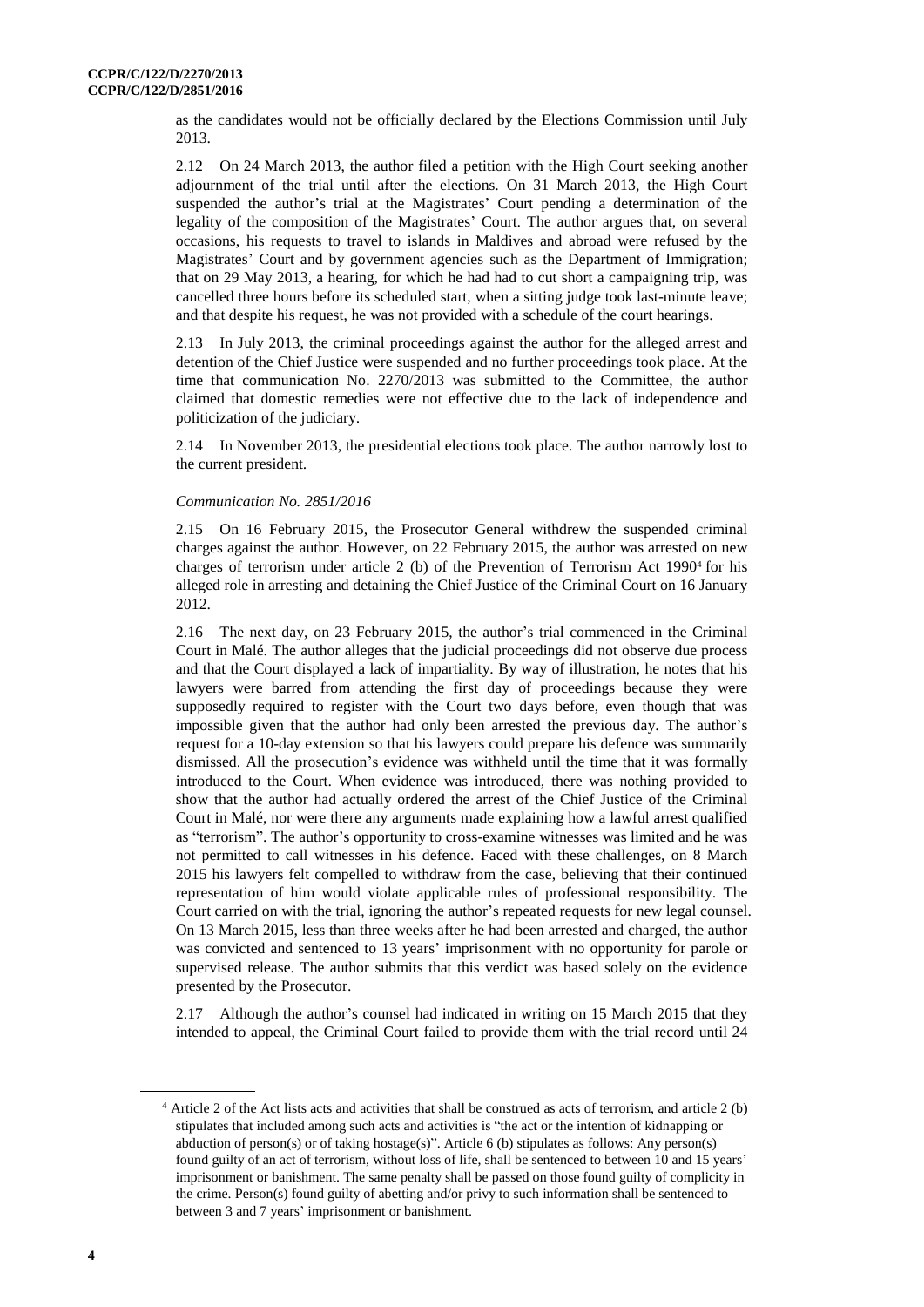as the candidates would not be officially declared by the Elections Commission until July 2013.

2.12 On 24 March 2013, the author filed a petition with the High Court seeking another adjournment of the trial until after the elections. On 31 March 2013, the High Court suspended the author's trial at the Magistrates' Court pending a determination of the legality of the composition of the Magistrates' Court. The author argues that, on several occasions, his requests to travel to islands in Maldives and abroad were refused by the Magistrates' Court and by government agencies such as the Department of Immigration; that on 29 May 2013, a hearing, for which he had had to cut short a campaigning trip, was cancelled three hours before its scheduled start, when a sitting judge took last-minute leave; and that despite his request, he was not provided with a schedule of the court hearings.

2.13 In July 2013, the criminal proceedings against the author for the alleged arrest and detention of the Chief Justice were suspended and no further proceedings took place. At the time that communication No. 2270/2013 was submitted to the Committee, the author claimed that domestic remedies were not effective due to the lack of independence and politicization of the judiciary.

2.14 In November 2013, the presidential elections took place. The author narrowly lost to the current president.

*Communication No. 2851/2016*

2.15 On 16 February 2015, the Prosecutor General withdrew the suspended criminal charges against the author. However, on 22 February 2015, the author was arrested on new charges of terrorism under article 2 (b) of the Prevention of Terrorism Act 1990[4] for his alleged role in arresting and detaining the Chief Justice of the Criminal Court on 16 January 2012.

2.16 The next day, on 23 February 2015, the author's trial commenced in the Criminal Court in Malé. The author alleges that the judicial proceedings did not observe due process and that the Court displayed a lack of impartiality. By way of illustration, he notes that his lawyers were barred from attending the first day of proceedings because they were supposedly required to register with the Court two days before, even though that was impossible given that the author had only been arrested the previous day. The author's request for a 10-day extension so that his lawyers could prepare his defence was summarily dismissed. All the prosecution's evidence was withheld until the time that it was formally introduced to the Court. When evidence was introduced, there was nothing provided to show that the author had actually ordered the arrest of the Chief Justice of the Criminal Court in Malé, nor were there any arguments made explaining how a lawful arrest qualified as "terrorism". The author's opportunity to cross-examine witnesses was limited and he was not permitted to call witnesses in his defence. Faced with these challenges, on 8 March 2015 his lawyers felt compelled to withdraw from the case, believing that their continued representation of him would violate applicable rules of professional responsibility. The Court carried on with the trial, ignoring the author's repeated requests for new legal counsel. On 13 March 2015, less than three weeks after he had been arrested and charged, the author was convicted and sentenced to 13 years' imprisonment with no opportunity for parole or supervised release. The author submits that this verdict was based solely on the evidence presented by the Prosecutor.

2.17 Although the author's counsel had indicated in writing on 15 March 2015 that they intended to appeal, the Criminal Court failed to provide them with the trial record until 24

[4] Article 2 of the Act lists acts and activities that shall be construed as acts of terrorism, and article 2 (b) stipulates that included among such acts and activities is "the act or the intention of kidnapping or abduction of person(s) or of taking hostage(s)". Article 6 (b) stipulates as follows: Any person(s) found guilty of an act of terrorism, without loss of life, shall be sentenced to between 10 and 15 years' imprisonment or banishment. The same penalty shall be passed on those found guilty of complicity in the crime. Person(s) found guilty of abetting and/or privy to such information shall be sentenced to between 3 and 7 years' imprisonment or banishment.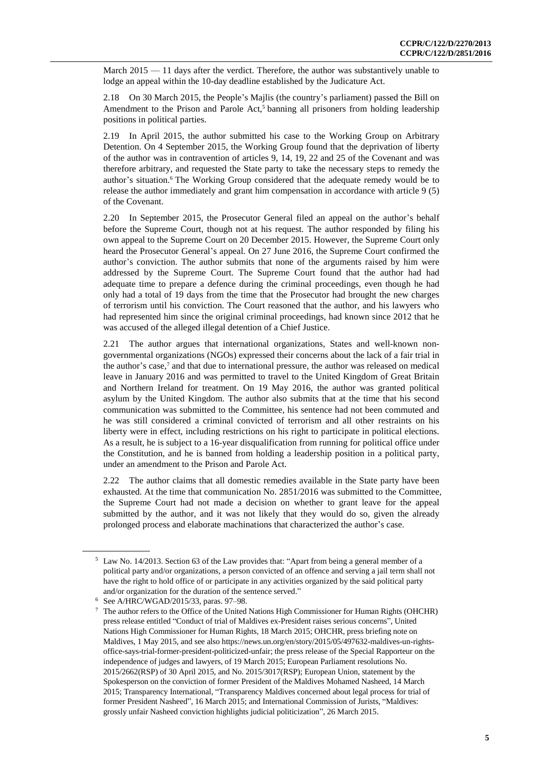March 2015 — 11 days after the verdict. Therefore, the author was substantively unable to lodge an appeal within the 10-day deadline established by the Judicature Act.

2.18 On 30 March 2015, the People's Majlis (the country's parliament) passed the Bill on Amendment to the Prison and Parole Act,[5] banning all prisoners from holding leadership positions in political parties.

2.19 In April 2015, the author submitted his case to the Working Group on Arbitrary Detention. On 4 September 2015, the Working Group found that the deprivation of liberty of the author was in contravention of articles 9, 14, 19, 22 and 25 of the Covenant and was therefore arbitrary, and requested the State party to take the necessary steps to remedy the author's situation.[6] The Working Group considered that the adequate remedy would be to release the author immediately and grant him compensation in accordance with article 9 (5) of the Covenant.

2.20 In September 2015, the Prosecutor General filed an appeal on the author's behalf before the Supreme Court, though not at his request. The author responded by filing his own appeal to the Supreme Court on 20 December 2015. However, the Supreme Court only heard the Prosecutor General's appeal. On 27 June 2016, the Supreme Court confirmed the author's conviction. The author submits that none of the arguments raised by him were addressed by the Supreme Court. The Supreme Court found that the author had had adequate time to prepare a defence during the criminal proceedings, even though he had only had a total of 19 days from the time that the Prosecutor had brought the new charges of terrorism until his conviction. The Court reasoned that the author, and his lawyers who had represented him since the original criminal proceedings, had known since 2012 that he was accused of the alleged illegal detention of a Chief Justice.

2.21 The author argues that international organizations, States and well-known non-governmental organizations (NGOs) expressed their concerns about the lack of a fair trial in the author's case,[7] and that due to international pressure, the author was released on medical leave in January 2016 and was permitted to travel to the United Kingdom of Great Britain and Northern Ireland for treatment. On 19 May 2016, the author was granted political asylum by the United Kingdom. The author also submits that at the time that his second communication was submitted to the Committee, his sentence had not been commuted and he was still considered a criminal convicted of terrorism and all other restraints on his liberty were in effect, including restrictions on his right to participate in political elections. As a result, he is subject to a 16-year disqualification from running for political office under the Constitution, and he is banned from holding a leadership position in a political party, under an amendment to the Prison and Parole Act.

2.22 The author claims that all domestic remedies available in the State party have been exhausted. At the time that communication No. 2851/2016 was submitted to the Committee, the Supreme Court had not made a decision on whether to grant leave for the appeal submitted by the author, and it was not likely that they would do so, given the already prolonged process and elaborate machinations that characterized the author's case.

---

[5] Law No. 14/2013. Section 63 of the Law provides that: "Apart from being a general member of a political party and/or organizations, a person convicted of an offence and serving a jail term shall not have the right to hold office of or participate in any activities organized by the said political party and/or organization for the duration of the sentence served."

[6] See A/HRC/WGAD/2015/33, paras. 97–98.

[7] The author refers to the Office of the United Nations High Commissioner for Human Rights (OHCHR) press release entitled "Conduct of trial of Maldives ex-President raises serious concerns", United Nations High Commissioner for Human Rights, 18 March 2015; OHCHR, press briefing note on Maldives, 1 May 2015, and see also https://news.un.org/en/story/2015/05/497632-maldives-un-rights-office-says-trial-former-president-politicized-unfair; the press release of the Special Rapporteur on the independence of judges and lawyers, of 19 March 2015; European Parliament resolutions No. 2015/2662(RSP) of 30 April 2015, and No. 2015/3017(RSP); European Union, statement by the Spokesperson on the conviction of former President of the Maldives Mohamed Nasheed, 14 March 2015; Transparency International, "Transparency Maldives concerned about legal process for trial of former President Nasheed", 16 March 2015; and International Commission of Jurists, "Maldives: grossly unfair Nasheed conviction highlights judicial politicization", 26 March 2015.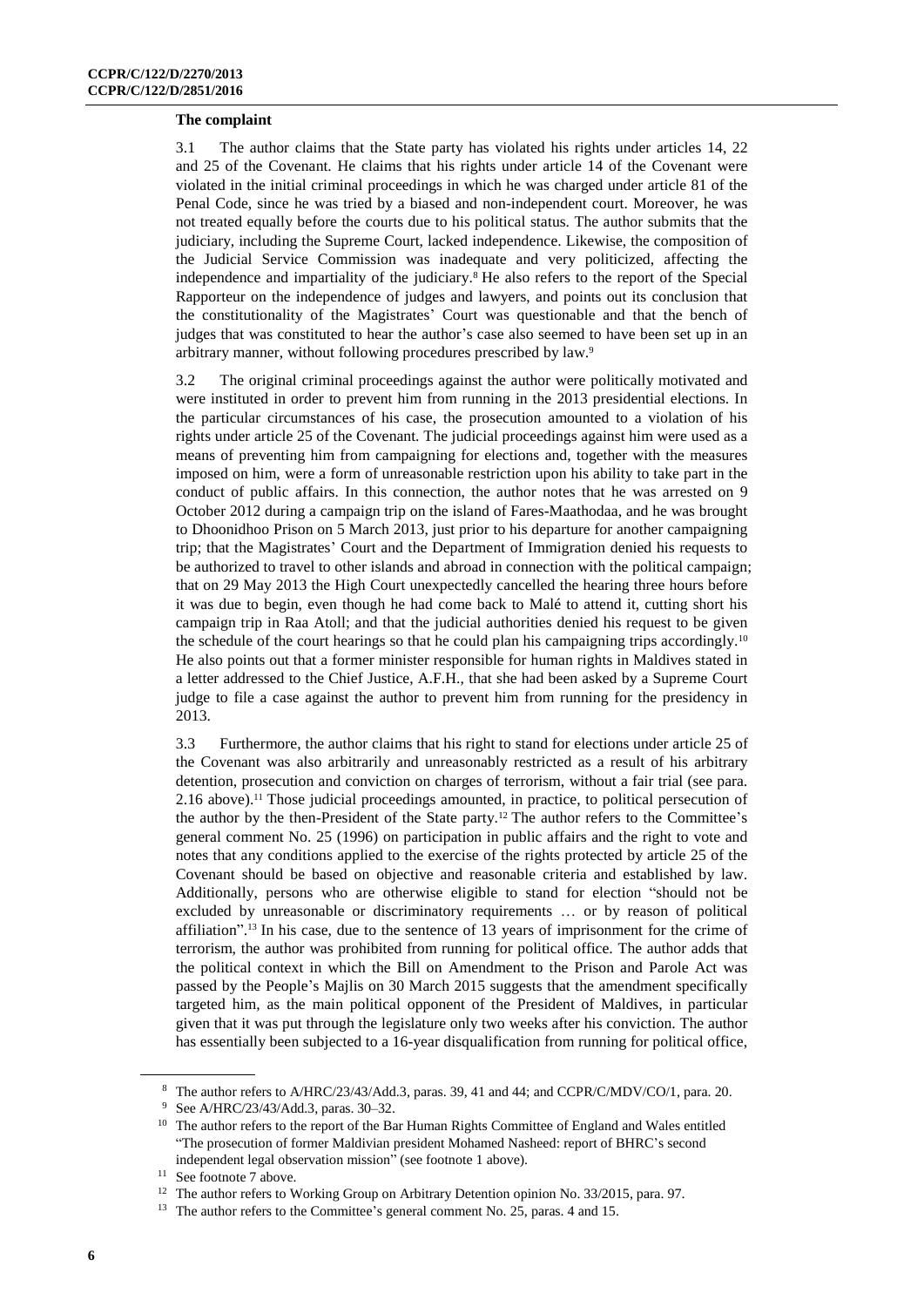**The complaint**

3.1 The author claims that the State party has violated his rights under articles 14, 22 and 25 of the Covenant. He claims that his rights under article 14 of the Covenant were violated in the initial criminal proceedings in which he was charged under article 81 of the Penal Code, since he was tried by a biased and non-independent court. Moreover, he was not treated equally before the courts due to his political status. The author submits that the judiciary, including the Supreme Court, lacked independence. Likewise, the composition of the Judicial Service Commission was inadequate and very politicized, affecting the independence and impartiality of the judiciary.[8] He also refers to the report of the Special Rapporteur on the independence of judges and lawyers, and points out its conclusion that the constitutionality of the Magistrates' Court was questionable and that the bench of judges that was constituted to hear the author's case also seemed to have been set up in an arbitrary manner, without following procedures prescribed by law.[9]

3.2 The original criminal proceedings against the author were politically motivated and were instituted in order to prevent him from running in the 2013 presidential elections. In the particular circumstances of his case, the prosecution amounted to a violation of his rights under article 25 of the Covenant. The judicial proceedings against him were used as a means of preventing him from campaigning for elections and, together with the measures imposed on him, were a form of unreasonable restriction upon his ability to take part in the conduct of public affairs. In this connection, the author notes that he was arrested on 9 October 2012 during a campaign trip on the island of Fares-Maathodaa, and he was brought to Dhoonidhoo Prison on 5 March 2013, just prior to his departure for another campaigning trip; that the Magistrates' Court and the Department of Immigration denied his requests to be authorized to travel to other islands and abroad in connection with the political campaign; that on 29 May 2013 the High Court unexpectedly cancelled the hearing three hours before it was due to begin, even though he had come back to Malé to attend it, cutting short his campaign trip in Raa Atoll; and that the judicial authorities denied his request to be given the schedule of the court hearings so that he could plan his campaigning trips accordingly.[10] He also points out that a former minister responsible for human rights in Maldives stated in a letter addressed to the Chief Justice, A.F.H., that she had been asked by a Supreme Court judge to file a case against the author to prevent him from running for the presidency in 2013.

3.3 Furthermore, the author claims that his right to stand for elections under article 25 of the Covenant was also arbitrarily and unreasonably restricted as a result of his arbitrary detention, prosecution and conviction on charges of terrorism, without a fair trial (see para. 2.16 above).[11] Those judicial proceedings amounted, in practice, to political persecution of the author by the then-President of the State party.[12] The author refers to the Committee's general comment No. 25 (1996) on participation in public affairs and the right to vote and notes that any conditions applied to the exercise of the rights protected by article 25 of the Covenant should be based on objective and reasonable criteria and established by law. Additionally, persons who are otherwise eligible to stand for election "should not be excluded by unreasonable or discriminatory requirements … or by reason of political affiliation".[13] In his case, due to the sentence of 13 years of imprisonment for the crime of terrorism, the author was prohibited from running for political office. The author adds that the political context in which the Bill on Amendment to the Prison and Parole Act was passed by the People's Majlis on 30 March 2015 suggests that the amendment specifically targeted him, as the main political opponent of the President of Maldives, in particular given that it was put through the legislature only two weeks after his conviction. The author has essentially been subjected to a 16-year disqualification from running for political office,

---

[8] The author refers to A/HRC/23/43/Add.3, paras. 39, 41 and 44; and CCPR/C/MDV/CO/1, para. 20.

[9] See A/HRC/23/43/Add.3, paras. 30–32.

[10] The author refers to the report of the Bar Human Rights Committee of England and Wales entitled "The prosecution of former Maldivian president Mohamed Nasheed: report of BHRC's second independent legal observation mission" (see footnote 1 above).

[11] See footnote 7 above.

[12] The author refers to Working Group on Arbitrary Detention opinion No. 33/2015, para. 97.

[13] The author refers to the Committee's general comment No. 25, paras. 4 and 15.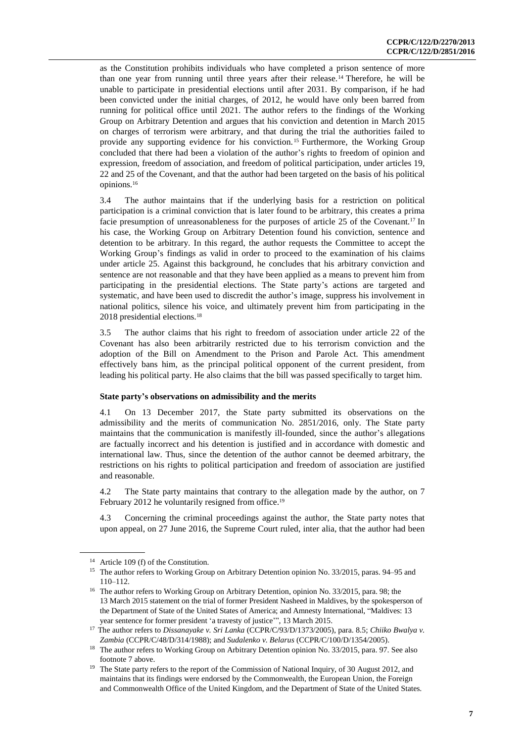as the Constitution prohibits individuals who have completed a prison sentence of more than one year from running until three years after their release.[14] Therefore, he will be unable to participate in presidential elections until after 2031. By comparison, if he had been convicted under the initial charges, of 2012, he would have only been barred from running for political office until 2021. The author refers to the findings of the Working Group on Arbitrary Detention and argues that his conviction and detention in March 2015 on charges of terrorism were arbitrary, and that during the trial the authorities failed to provide any supporting evidence for his conviction.[15] Furthermore, the Working Group concluded that there had been a violation of the author's rights to freedom of opinion and expression, freedom of association, and freedom of political participation, under articles 19, 22 and 25 of the Covenant, and that the author had been targeted on the basis of his political opinions.[16]

3.4 The author maintains that if the underlying basis for a restriction on political participation is a criminal conviction that is later found to be arbitrary, this creates a prima facie presumption of unreasonableness for the purposes of article 25 of the Covenant.[17] In his case, the Working Group on Arbitrary Detention found his conviction, sentence and detention to be arbitrary. In this regard, the author requests the Committee to accept the Working Group's findings as valid in order to proceed to the examination of his claims under article 25. Against this background, he concludes that his arbitrary conviction and sentence are not reasonable and that they have been applied as a means to prevent him from participating in the presidential elections. The State party's actions are targeted and systematic, and have been used to discredit the author's image, suppress his involvement in national politics, silence his voice, and ultimately prevent him from participating in the 2018 presidential elections.[18]

3.5 The author claims that his right to freedom of association under article 22 of the Covenant has also been arbitrarily restricted due to his terrorism conviction and the adoption of the Bill on Amendment to the Prison and Parole Act. This amendment effectively bans him, as the principal political opponent of the current president, from leading his political party. He also claims that the bill was passed specifically to target him.

### State party's observations on admissibility and the merits

4.1 On 13 December 2017, the State party submitted its observations on the admissibility and the merits of communication No. 2851/2016, only. The State party maintains that the communication is manifestly ill-founded, since the author's allegations are factually incorrect and his detention is justified and in accordance with domestic and international law. Thus, since the detention of the author cannot be deemed arbitrary, the restrictions on his rights to political participation and freedom of association are justified and reasonable.

4.2 The State party maintains that contrary to the allegation made by the author, on 7 February 2012 he voluntarily resigned from office.[19]

4.3 Concerning the criminal proceedings against the author, the State party notes that upon appeal, on 27 June 2016, the Supreme Court ruled, inter alia, that the author had been

---

[14] Article 109 (f) of the Constitution.

[15] The author refers to Working Group on Arbitrary Detention opinion No. 33/2015, paras. 94–95 and 110–112.

[16] The author refers to Working Group on Arbitrary Detention, opinion No. 33/2015, para. 98; the 13 March 2015 statement on the trial of former President Nasheed in Maldives, by the spokesperson of the Department of State of the United States of America; and Amnesty International, "Maldives: 13 year sentence for former president 'a travesty of justice'", 13 March 2015.

[17] The author refers to *Dissanayake v. Sri Lanka* (CCPR/C/93/D/1373/2005), para. 8.5; *Chiiko Bwalya v. Zambia* (CCPR/C/48/D/314/1988); and *Sudalenko v. Belarus* (CCPR/C/100/D/1354/2005).

[18] The author refers to Working Group on Arbitrary Detention opinion No. 33/2015, para. 97. See also footnote 7 above.

[19] The State party refers to the report of the Commission of National Inquiry, of 30 August 2012, and maintains that its findings were endorsed by the Commonwealth, the European Union, the Foreign and Commonwealth Office of the United Kingdom, and the Department of State of the United States.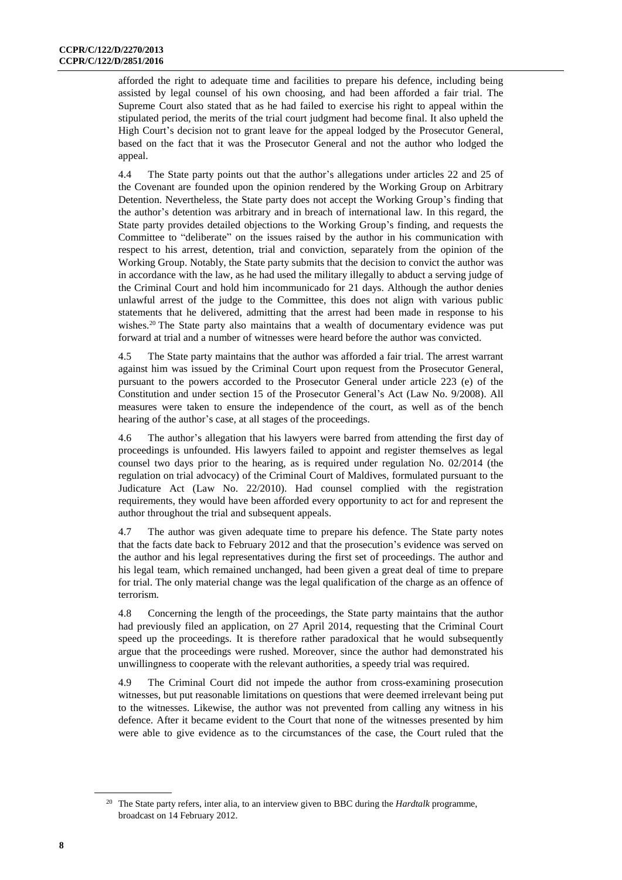afforded the right to adequate time and facilities to prepare his defence, including being assisted by legal counsel of his own choosing, and had been afforded a fair trial. The Supreme Court also stated that as he had failed to exercise his right to appeal within the stipulated period, the merits of the trial court judgment had become final. It also upheld the High Court's decision not to grant leave for the appeal lodged by the Prosecutor General, based on the fact that it was the Prosecutor General and not the author who lodged the appeal.

4.4 The State party points out that the author's allegations under articles 22 and 25 of the Covenant are founded upon the opinion rendered by the Working Group on Arbitrary Detention. Nevertheless, the State party does not accept the Working Group's finding that the author's detention was arbitrary and in breach of international law. In this regard, the State party provides detailed objections to the Working Group's finding, and requests the Committee to "deliberate" on the issues raised by the author in his communication with respect to his arrest, detention, trial and conviction, separately from the opinion of the Working Group. Notably, the State party submits that the decision to convict the author was in accordance with the law, as he had used the military illegally to abduct a serving judge of the Criminal Court and hold him incommunicado for 21 days. Although the author denies unlawful arrest of the judge to the Committee, this does not align with various public statements that he delivered, admitting that the arrest had been made in response to his wishes.[20] The State party also maintains that a wealth of documentary evidence was put forward at trial and a number of witnesses were heard before the author was convicted.

4.5 The State party maintains that the author was afforded a fair trial. The arrest warrant against him was issued by the Criminal Court upon request from the Prosecutor General, pursuant to the powers accorded to the Prosecutor General under article 223 (e) of the Constitution and under section 15 of the Prosecutor General's Act (Law No. 9/2008). All measures were taken to ensure the independence of the court, as well as of the bench hearing of the author's case, at all stages of the proceedings.

4.6 The author's allegation that his lawyers were barred from attending the first day of proceedings is unfounded. His lawyers failed to appoint and register themselves as legal counsel two days prior to the hearing, as is required under regulation No. 02/2014 (the regulation on trial advocacy) of the Criminal Court of Maldives, formulated pursuant to the Judicature Act (Law No. 22/2010). Had counsel complied with the registration requirements, they would have been afforded every opportunity to act for and represent the author throughout the trial and subsequent appeals.

4.7 The author was given adequate time to prepare his defence. The State party notes that the facts date back to February 2012 and that the prosecution's evidence was served on the author and his legal representatives during the first set of proceedings. The author and his legal team, which remained unchanged, had been given a great deal of time to prepare for trial. The only material change was the legal qualification of the charge as an offence of terrorism.

4.8 Concerning the length of the proceedings, the State party maintains that the author had previously filed an application, on 27 April 2014, requesting that the Criminal Court speed up the proceedings. It is therefore rather paradoxical that he would subsequently argue that the proceedings were rushed. Moreover, since the author had demonstrated his unwillingness to cooperate with the relevant authorities, a speedy trial was required.

4.9 The Criminal Court did not impede the author from cross-examining prosecution witnesses, but put reasonable limitations on questions that were deemed irrelevant being put to the witnesses. Likewise, the author was not prevented from calling any witness in his defence. After it became evident to the Court that none of the witnesses presented by him were able to give evidence as to the circumstances of the case, the Court ruled that the

[20] The State party refers, inter alia, to an interview given to BBC during the *Hardtalk* programme, broadcast on 14 February 2012.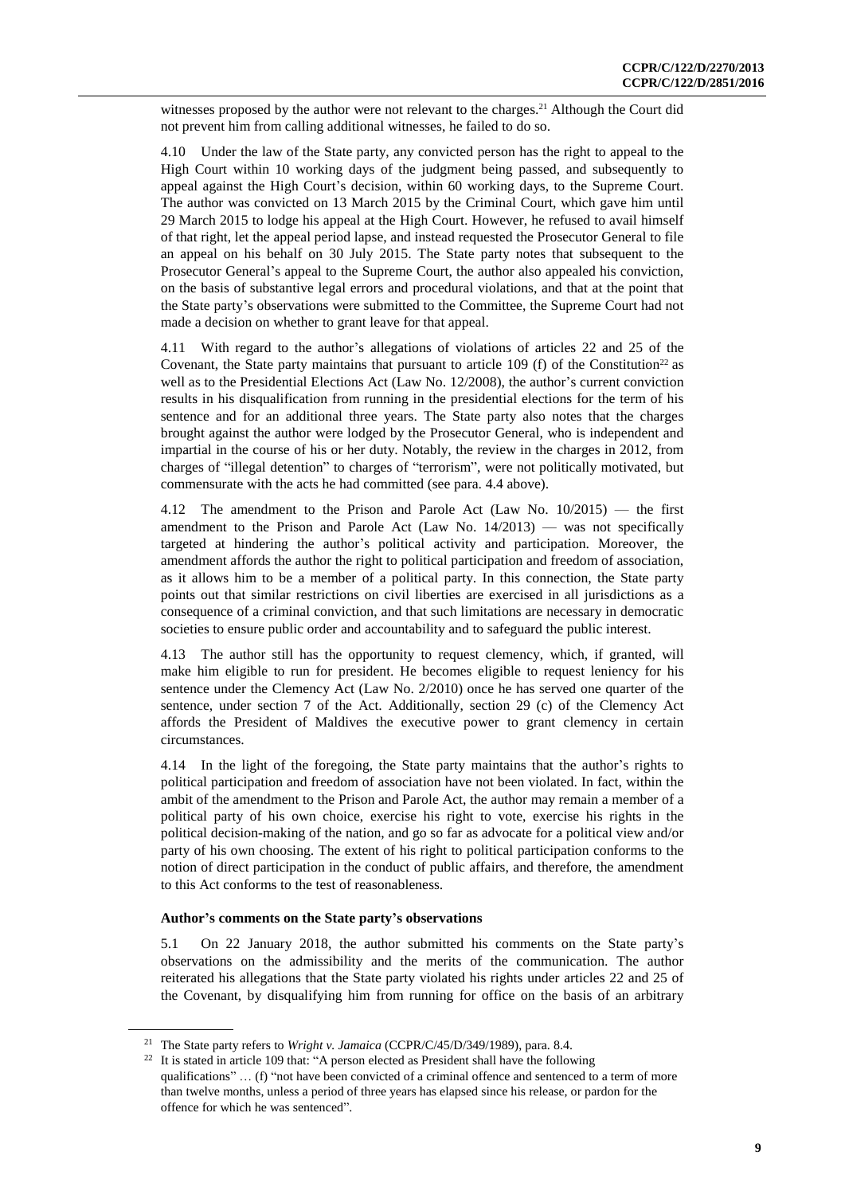witnesses proposed by the author were not relevant to the charges.[21] Although the Court did not prevent him from calling additional witnesses, he failed to do so.

4.10 Under the law of the State party, any convicted person has the right to appeal to the High Court within 10 working days of the judgment being passed, and subsequently to appeal against the High Court's decision, within 60 working days, to the Supreme Court. The author was convicted on 13 March 2015 by the Criminal Court, which gave him until 29 March 2015 to lodge his appeal at the High Court. However, he refused to avail himself of that right, let the appeal period lapse, and instead requested the Prosecutor General to file an appeal on his behalf on 30 July 2015. The State party notes that subsequent to the Prosecutor General's appeal to the Supreme Court, the author also appealed his conviction, on the basis of substantive legal errors and procedural violations, and that at the point that the State party's observations were submitted to the Committee, the Supreme Court had not made a decision on whether to grant leave for that appeal.

4.11 With regard to the author's allegations of violations of articles 22 and 25 of the Covenant, the State party maintains that pursuant to article 109 (f) of the Constitution[22] as well as to the Presidential Elections Act (Law No. 12/2008), the author's current conviction results in his disqualification from running in the presidential elections for the term of his sentence and for an additional three years. The State party also notes that the charges brought against the author were lodged by the Prosecutor General, who is independent and impartial in the course of his or her duty. Notably, the review in the charges in 2012, from charges of "illegal detention" to charges of "terrorism", were not politically motivated, but commensurate with the acts he had committed (see para. 4.4 above).

4.12 The amendment to the Prison and Parole Act (Law No. 10/2015) — the first amendment to the Prison and Parole Act (Law No. 14/2013) — was not specifically targeted at hindering the author's political activity and participation. Moreover, the amendment affords the author the right to political participation and freedom of association, as it allows him to be a member of a political party. In this connection, the State party points out that similar restrictions on civil liberties are exercised in all jurisdictions as a consequence of a criminal conviction, and that such limitations are necessary in democratic societies to ensure public order and accountability and to safeguard the public interest.

4.13 The author still has the opportunity to request clemency, which, if granted, will make him eligible to run for president. He becomes eligible to request leniency for his sentence under the Clemency Act (Law No. 2/2010) once he has served one quarter of the sentence, under section 7 of the Act. Additionally, section 29 (c) of the Clemency Act affords the President of Maldives the executive power to grant clemency in certain circumstances.

4.14 In the light of the foregoing, the State party maintains that the author's rights to political participation and freedom of association have not been violated. In fact, within the ambit of the amendment to the Prison and Parole Act, the author may remain a member of a political party of his own choice, exercise his right to vote, exercise his rights in the political decision-making of the nation, and go so far as advocate for a political view and/or party of his own choosing. The extent of his right to political participation conforms to the notion of direct participation in the conduct of public affairs, and therefore, the amendment to this Act conforms to the test of reasonableness.

### Author's comments on the State party's observations

5.1 On 22 January 2018, the author submitted his comments on the State party's observations on the admissibility and the merits of the communication. The author reiterated his allegations that the State party violated his rights under articles 22 and 25 of the Covenant, by disqualifying him from running for office on the basis of an arbitrary

---

[21] The State party refers to *Wright v. Jamaica* (CCPR/C/45/D/349/1989), para. 8.4.

[22] It is stated in article 109 that: "A person elected as President shall have the following qualifications" … (f) "not have been convicted of a criminal offence and sentenced to a term of more than twelve months, unless a period of three years has elapsed since his release, or pardon for the offence for which he was sentenced".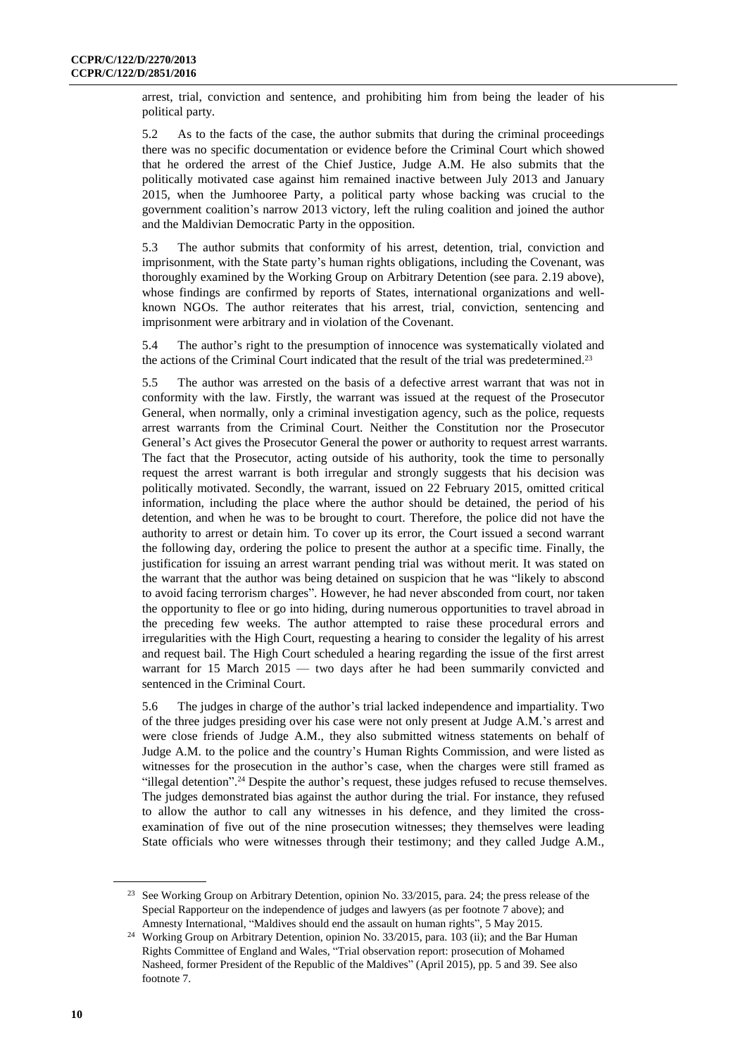arrest, trial, conviction and sentence, and prohibiting him from being the leader of his political party.

5.2 As to the facts of the case, the author submits that during the criminal proceedings there was no specific documentation or evidence before the Criminal Court which showed that he ordered the arrest of the Chief Justice, Judge A.M. He also submits that the politically motivated case against him remained inactive between July 2013 and January 2015, when the Jumhooree Party, a political party whose backing was crucial to the government coalition's narrow 2013 victory, left the ruling coalition and joined the author and the Maldivian Democratic Party in the opposition.

5.3 The author submits that conformity of his arrest, detention, trial, conviction and imprisonment, with the State party's human rights obligations, including the Covenant, was thoroughly examined by the Working Group on Arbitrary Detention (see para. 2.19 above), whose findings are confirmed by reports of States, international organizations and well-known NGOs. The author reiterates that his arrest, trial, conviction, sentencing and imprisonment were arbitrary and in violation of the Covenant.

5.4 The author's right to the presumption of innocence was systematically violated and the actions of the Criminal Court indicated that the result of the trial was predetermined.[23]

5.5 The author was arrested on the basis of a defective arrest warrant that was not in conformity with the law. Firstly, the warrant was issued at the request of the Prosecutor General, when normally, only a criminal investigation agency, such as the police, requests arrest warrants from the Criminal Court. Neither the Constitution nor the Prosecutor General's Act gives the Prosecutor General the power or authority to request arrest warrants. The fact that the Prosecutor, acting outside of his authority, took the time to personally request the arrest warrant is both irregular and strongly suggests that his decision was politically motivated. Secondly, the warrant, issued on 22 February 2015, omitted critical information, including the place where the author should be detained, the period of his detention, and when he was to be brought to court. Therefore, the police did not have the authority to arrest or detain him. To cover up its error, the Court issued a second warrant the following day, ordering the police to present the author at a specific time. Finally, the justification for issuing an arrest warrant pending trial was without merit. It was stated on the warrant that the author was being detained on suspicion that he was "likely to abscond to avoid facing terrorism charges". However, he had never absconded from court, nor taken the opportunity to flee or go into hiding, during numerous opportunities to travel abroad in the preceding few weeks. The author attempted to raise these procedural errors and irregularities with the High Court, requesting a hearing to consider the legality of his arrest and request bail. The High Court scheduled a hearing regarding the issue of the first arrest warrant for 15 March 2015 — two days after he had been summarily convicted and sentenced in the Criminal Court.

5.6 The judges in charge of the author's trial lacked independence and impartiality. Two of the three judges presiding over his case were not only present at Judge A.M.'s arrest and were close friends of Judge A.M., they also submitted witness statements on behalf of Judge A.M. to the police and the country's Human Rights Commission, and were listed as witnesses for the prosecution in the author's case, when the charges were still framed as "illegal detention".[24] Despite the author's request, these judges refused to recuse themselves. The judges demonstrated bias against the author during the trial. For instance, they refused to allow the author to call any witnesses in his defence, and they limited the cross-examination of five out of the nine prosecution witnesses; they themselves were leading State officials who were witnesses through their testimony; and they called Judge A.M.,

---

[23] See Working Group on Arbitrary Detention, opinion No. 33/2015, para. 24; the press release of the Special Rapporteur on the independence of judges and lawyers (as per footnote 7 above); and Amnesty International, "Maldives should end the assault on human rights", 5 May 2015.

[24] Working Group on Arbitrary Detention, opinion No. 33/2015, para. 103 (ii); and the Bar Human Rights Committee of England and Wales, "Trial observation report: prosecution of Mohamed Nasheed, former President of the Republic of the Maldives" (April 2015), pp. 5 and 39. See also footnote 7.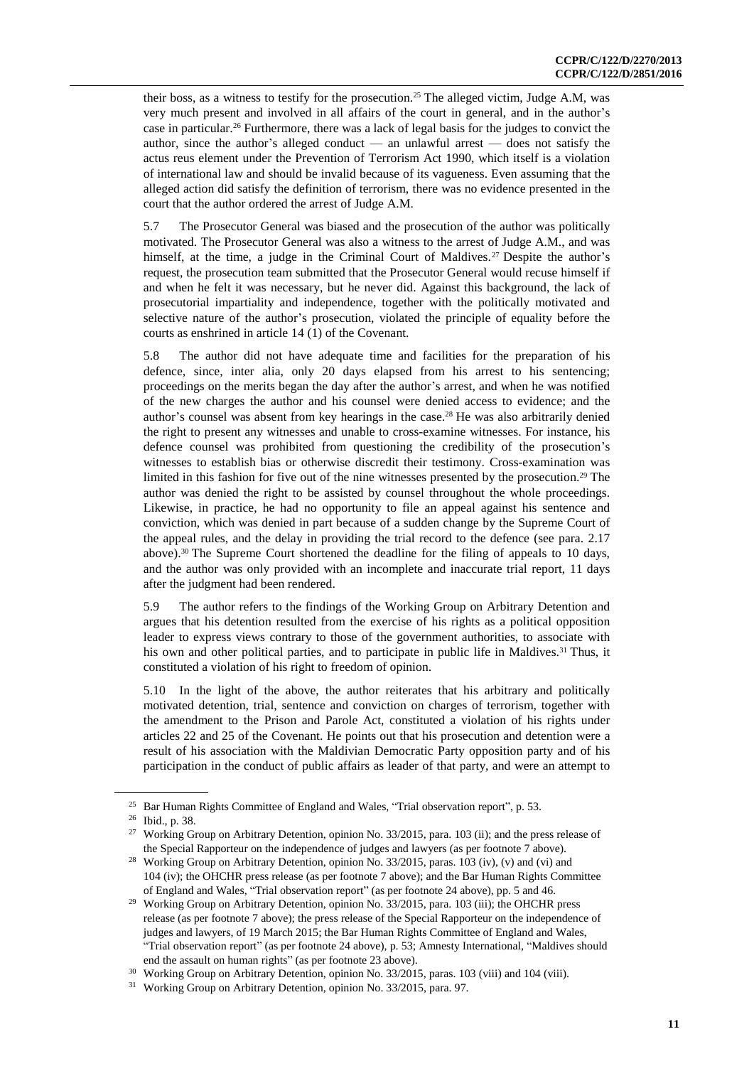their boss, as a witness to testify for the prosecution.[25] The alleged victim, Judge A.M, was very much present and involved in all affairs of the court in general, and in the author's case in particular.[26] Furthermore, there was a lack of legal basis for the judges to convict the author, since the author's alleged conduct — an unlawful arrest — does not satisfy the actus reus element under the Prevention of Terrorism Act 1990, which itself is a violation of international law and should be invalid because of its vagueness. Even assuming that the alleged action did satisfy the definition of terrorism, there was no evidence presented in the court that the author ordered the arrest of Judge A.M.

5.7 The Prosecutor General was biased and the prosecution of the author was politically motivated. The Prosecutor General was also a witness to the arrest of Judge A.M., and was himself, at the time, a judge in the Criminal Court of Maldives.[27] Despite the author's request, the prosecution team submitted that the Prosecutor General would recuse himself if and when he felt it was necessary, but he never did. Against this background, the lack of prosecutorial impartiality and independence, together with the politically motivated and selective nature of the author's prosecution, violated the principle of equality before the courts as enshrined in article 14 (1) of the Covenant.

5.8 The author did not have adequate time and facilities for the preparation of his defence, since, inter alia, only 20 days elapsed from his arrest to his sentencing; proceedings on the merits began the day after the author's arrest, and when he was notified of the new charges the author and his counsel were denied access to evidence; and the author's counsel was absent from key hearings in the case.[28] He was also arbitrarily denied the right to present any witnesses and unable to cross-examine witnesses. For instance, his defence counsel was prohibited from questioning the credibility of the prosecution's witnesses to establish bias or otherwise discredit their testimony. Cross-examination was limited in this fashion for five out of the nine witnesses presented by the prosecution.[29] The author was denied the right to be assisted by counsel throughout the whole proceedings. Likewise, in practice, he had no opportunity to file an appeal against his sentence and conviction, which was denied in part because of a sudden change by the Supreme Court of the appeal rules, and the delay in providing the trial record to the defence (see para. 2.17 above).[30] The Supreme Court shortened the deadline for the filing of appeals to 10 days, and the author was only provided with an incomplete and inaccurate trial report, 11 days after the judgment had been rendered.

5.9 The author refers to the findings of the Working Group on Arbitrary Detention and argues that his detention resulted from the exercise of his rights as a political opposition leader to express views contrary to those of the government authorities, to associate with his own and other political parties, and to participate in public life in Maldives.[31] Thus, it constituted a violation of his right to freedom of opinion.

5.10 In the light of the above, the author reiterates that his arbitrary and politically motivated detention, trial, sentence and conviction on charges of terrorism, together with the amendment to the Prison and Parole Act, constituted a violation of his rights under articles 22 and 25 of the Covenant. He points out that his prosecution and detention were a result of his association with the Maldivian Democratic Party opposition party and of his participation in the conduct of public affairs as leader of that party, and were an attempt to

---

[25] Bar Human Rights Committee of England and Wales, "Trial observation report", p. 53.

[26] Ibid., p. 38.

[27] Working Group on Arbitrary Detention, opinion No. 33/2015, para. 103 (ii); and the press release of the Special Rapporteur on the independence of judges and lawyers (as per footnote 7 above).

[28] Working Group on Arbitrary Detention, opinion No. 33/2015, paras. 103 (iv), (v) and (vi) and 104 (iv); the OHCHR press release (as per footnote 7 above); and the Bar Human Rights Committee of England and Wales, "Trial observation report" (as per footnote 24 above), pp. 5 and 46.

[29] Working Group on Arbitrary Detention, opinion No. 33/2015, para. 103 (iii); the OHCHR press release (as per footnote 7 above); the press release of the Special Rapporteur on the independence of judges and lawyers, of 19 March 2015; the Bar Human Rights Committee of England and Wales, "Trial observation report" (as per footnote 24 above), p. 53; Amnesty International, "Maldives should end the assault on human rights" (as per footnote 23 above).

[30] Working Group on Arbitrary Detention, opinion No. 33/2015, paras. 103 (viii) and 104 (viii).

[31] Working Group on Arbitrary Detention, opinion No. 33/2015, para. 97.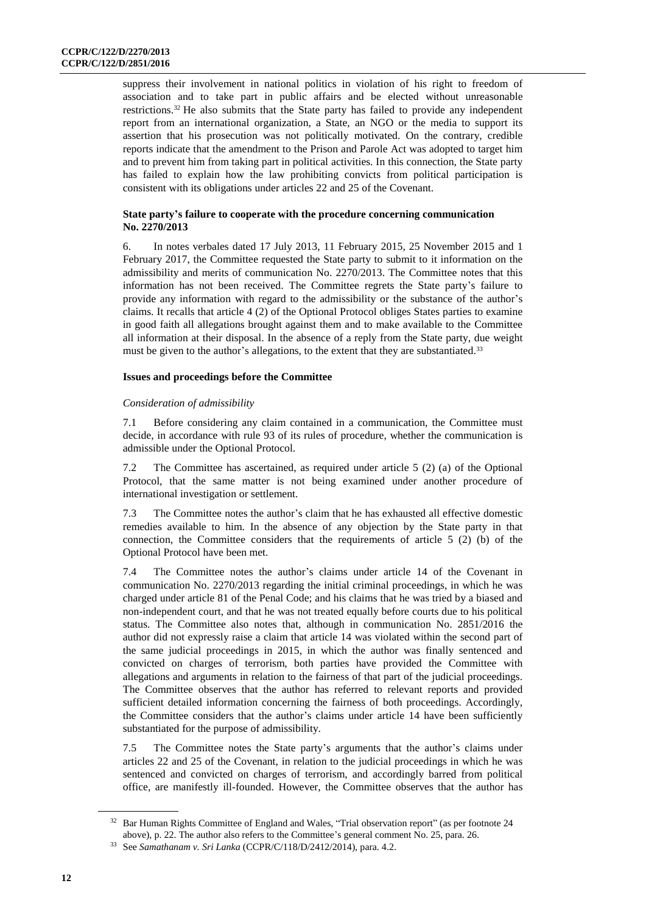suppress their involvement in national politics in violation of his right to freedom of association and to take part in public affairs and be elected without unreasonable restrictions.[32] He also submits that the State party has failed to provide any independent report from an international organization, a State, an NGO or the media to support its assertion that his prosecution was not politically motivated. On the contrary, credible reports indicate that the amendment to the Prison and Parole Act was adopted to target him and to prevent him from taking part in political activities. In this connection, the State party has failed to explain how the law prohibiting convicts from political participation is consistent with its obligations under articles 22 and 25 of the Covenant.

### State party's failure to cooperate with the procedure concerning communication No. 2270/2013

6. In notes verbales dated 17 July 2013, 11 February 2015, 25 November 2015 and 1 February 2017, the Committee requested the State party to submit to it information on the admissibility and merits of communication No. 2270/2013. The Committee notes that this information has not been received. The Committee regrets the State party's failure to provide any information with regard to the admissibility or the substance of the author's claims. It recalls that article 4 (2) of the Optional Protocol obliges States parties to examine in good faith all allegations brought against them and to make available to the Committee all information at their disposal. In the absence of a reply from the State party, due weight must be given to the author's allegations, to the extent that they are substantiated.[33]

### Issues and proceedings before the Committee

*Consideration of admissibility*

7.1 Before considering any claim contained in a communication, the Committee must decide, in accordance with rule 93 of its rules of procedure, whether the communication is admissible under the Optional Protocol.

7.2 The Committee has ascertained, as required under article 5 (2) (a) of the Optional Protocol, that the same matter is not being examined under another procedure of international investigation or settlement.

7.3 The Committee notes the author's claim that he has exhausted all effective domestic remedies available to him. In the absence of any objection by the State party in that connection, the Committee considers that the requirements of article 5 (2) (b) of the Optional Protocol have been met.

7.4 The Committee notes the author's claims under article 14 of the Covenant in communication No. 2270/2013 regarding the initial criminal proceedings, in which he was charged under article 81 of the Penal Code; and his claims that he was tried by a biased and non-independent court, and that he was not treated equally before courts due to his political status. The Committee also notes that, although in communication No. 2851/2016 the author did not expressly raise a claim that article 14 was violated within the second part of the same judicial proceedings in 2015, in which the author was finally sentenced and convicted on charges of terrorism, both parties have provided the Committee with allegations and arguments in relation to the fairness of that part of the judicial proceedings. The Committee observes that the author has referred to relevant reports and provided sufficient detailed information concerning the fairness of both proceedings. Accordingly, the Committee considers that the author's claims under article 14 have been sufficiently substantiated for the purpose of admissibility.

7.5 The Committee notes the State party's arguments that the author's claims under articles 22 and 25 of the Covenant, in relation to the judicial proceedings in which he was sentenced and convicted on charges of terrorism, and accordingly barred from political office, are manifestly ill-founded. However, the Committee observes that the author has

---

[32] Bar Human Rights Committee of England and Wales, "Trial observation report" (as per footnote 24 above), p. 22. The author also refers to the Committee's general comment No. 25, para. 26.

[33] See *Samathanam v. Sri Lanka* (CCPR/C/118/D/2412/2014), para. 4.2.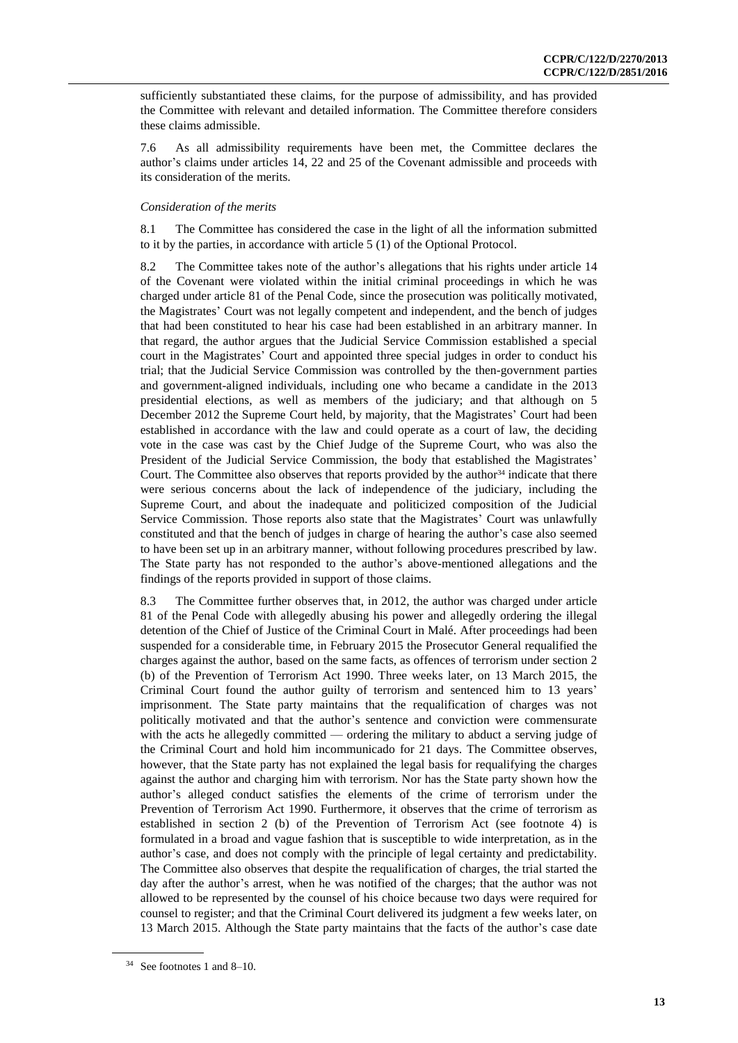sufficiently substantiated these claims, for the purpose of admissibility, and has provided the Committee with relevant and detailed information. The Committee therefore considers these claims admissible.

7.6 As all admissibility requirements have been met, the Committee declares the author's claims under articles 14, 22 and 25 of the Covenant admissible and proceeds with its consideration of the merits.

*Consideration of the merits*

8.1 The Committee has considered the case in the light of all the information submitted to it by the parties, in accordance with article 5 (1) of the Optional Protocol.

8.2 The Committee takes note of the author's allegations that his rights under article 14 of the Covenant were violated within the initial criminal proceedings in which he was charged under article 81 of the Penal Code, since the prosecution was politically motivated, the Magistrates' Court was not legally competent and independent, and the bench of judges that had been constituted to hear his case had been established in an arbitrary manner. In that regard, the author argues that the Judicial Service Commission established a special court in the Magistrates' Court and appointed three special judges in order to conduct his trial; that the Judicial Service Commission was controlled by the then-government parties and government-aligned individuals, including one who became a candidate in the 2013 presidential elections, as well as members of the judiciary; and that although on 5 December 2012 the Supreme Court held, by majority, that the Magistrates' Court had been established in accordance with the law and could operate as a court of law, the deciding vote in the case was cast by the Chief Judge of the Supreme Court, who was also the President of the Judicial Service Commission, the body that established the Magistrates' Court. The Committee also observes that reports provided by the author[34] indicate that there were serious concerns about the lack of independence of the judiciary, including the Supreme Court, and about the inadequate and politicized composition of the Judicial Service Commission. Those reports also state that the Magistrates' Court was unlawfully constituted and that the bench of judges in charge of hearing the author's case also seemed to have been set up in an arbitrary manner, without following procedures prescribed by law. The State party has not responded to the author's above-mentioned allegations and the findings of the reports provided in support of those claims.

8.3 The Committee further observes that, in 2012, the author was charged under article 81 of the Penal Code with allegedly abusing his power and allegedly ordering the illegal detention of the Chief of Justice of the Criminal Court in Malé. After proceedings had been suspended for a considerable time, in February 2015 the Prosecutor General requalified the charges against the author, based on the same facts, as offences of terrorism under section 2 (b) of the Prevention of Terrorism Act 1990. Three weeks later, on 13 March 2015, the Criminal Court found the author guilty of terrorism and sentenced him to 13 years' imprisonment. The State party maintains that the requalification of charges was not politically motivated and that the author's sentence and conviction were commensurate with the acts he allegedly committed — ordering the military to abduct a serving judge of the Criminal Court and hold him incommunicado for 21 days. The Committee observes, however, that the State party has not explained the legal basis for requalifying the charges against the author and charging him with terrorism. Nor has the State party shown how the author's alleged conduct satisfies the elements of the crime of terrorism under the Prevention of Terrorism Act 1990. Furthermore, it observes that the crime of terrorism as established in section 2 (b) of the Prevention of Terrorism Act (see footnote 4) is formulated in a broad and vague fashion that is susceptible to wide interpretation, as in the author's case, and does not comply with the principle of legal certainty and predictability. The Committee also observes that despite the requalification of charges, the trial started the day after the author's arrest, when he was notified of the charges; that the author was not allowed to be represented by the counsel of his choice because two days were required for counsel to register; and that the Criminal Court delivered its judgment a few weeks later, on 13 March 2015. Although the State party maintains that the facts of the author's case date

[34] See footnotes 1 and 8–10.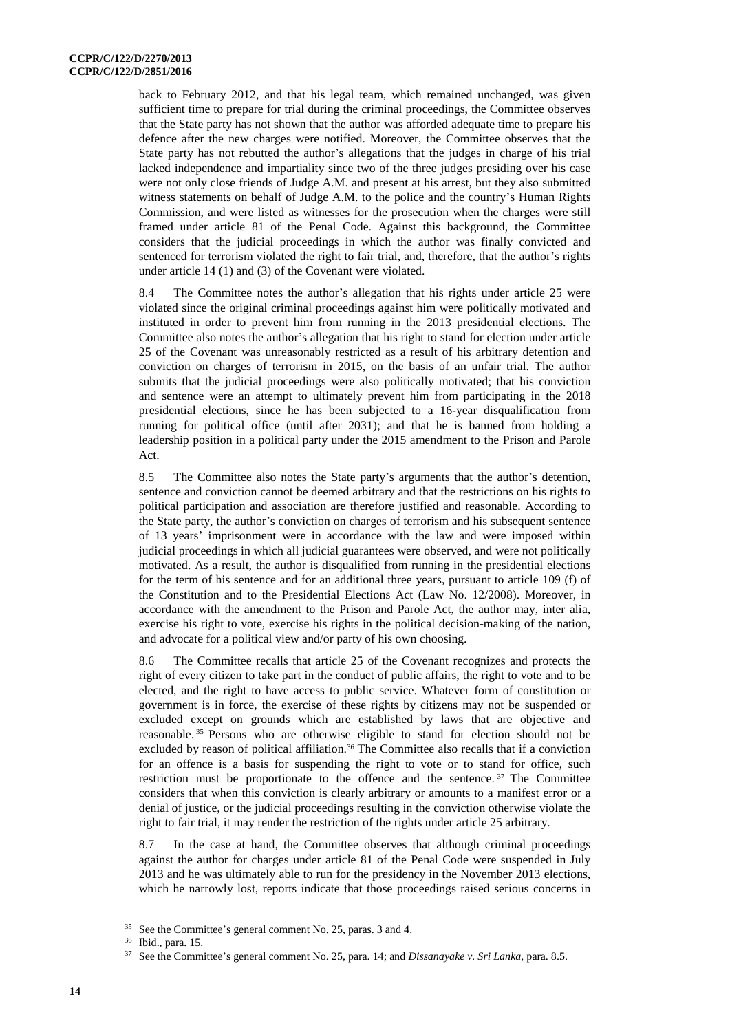back to February 2012, and that his legal team, which remained unchanged, was given sufficient time to prepare for trial during the criminal proceedings, the Committee observes that the State party has not shown that the author was afforded adequate time to prepare his defence after the new charges were notified. Moreover, the Committee observes that the State party has not rebutted the author's allegations that the judges in charge of his trial lacked independence and impartiality since two of the three judges presiding over his case were not only close friends of Judge A.M. and present at his arrest, but they also submitted witness statements on behalf of Judge A.M. to the police and the country's Human Rights Commission, and were listed as witnesses for the prosecution when the charges were still framed under article 81 of the Penal Code. Against this background, the Committee considers that the judicial proceedings in which the author was finally convicted and sentenced for terrorism violated the right to fair trial, and, therefore, that the author's rights under article 14 (1) and (3) of the Covenant were violated.

8.4 The Committee notes the author's allegation that his rights under article 25 were violated since the original criminal proceedings against him were politically motivated and instituted in order to prevent him from running in the 2013 presidential elections. The Committee also notes the author's allegation that his right to stand for election under article 25 of the Covenant was unreasonably restricted as a result of his arbitrary detention and conviction on charges of terrorism in 2015, on the basis of an unfair trial. The author submits that the judicial proceedings were also politically motivated; that his conviction and sentence were an attempt to ultimately prevent him from participating in the 2018 presidential elections, since he has been subjected to a 16-year disqualification from running for political office (until after 2031); and that he is banned from holding a leadership position in a political party under the 2015 amendment to the Prison and Parole Act.

8.5 The Committee also notes the State party's arguments that the author's detention, sentence and conviction cannot be deemed arbitrary and that the restrictions on his rights to political participation and association are therefore justified and reasonable. According to the State party, the author's conviction on charges of terrorism and his subsequent sentence of 13 years' imprisonment were in accordance with the law and were imposed within judicial proceedings in which all judicial guarantees were observed, and were not politically motivated. As a result, the author is disqualified from running in the presidential elections for the term of his sentence and for an additional three years, pursuant to article 109 (f) of the Constitution and to the Presidential Elections Act (Law No. 12/2008). Moreover, in accordance with the amendment to the Prison and Parole Act, the author may, inter alia, exercise his right to vote, exercise his rights in the political decision-making of the nation, and advocate for a political view and/or party of his own choosing.

8.6 The Committee recalls that article 25 of the Covenant recognizes and protects the right of every citizen to take part in the conduct of public affairs, the right to vote and to be elected, and the right to have access to public service. Whatever form of constitution or government is in force, the exercise of these rights by citizens may not be suspended or excluded except on grounds which are established by laws that are objective and reasonable.[35] Persons who are otherwise eligible to stand for election should not be excluded by reason of political affiliation.[36] The Committee also recalls that if a conviction for an offence is a basis for suspending the right to vote or to stand for office, such restriction must be proportionate to the offence and the sentence.[37] The Committee considers that when this conviction is clearly arbitrary or amounts to a manifest error or a denial of justice, or the judicial proceedings resulting in the conviction otherwise violate the right to fair trial, it may render the restriction of the rights under article 25 arbitrary.

8.7 In the case at hand, the Committee observes that although criminal proceedings against the author for charges under article 81 of the Penal Code were suspended in July 2013 and he was ultimately able to run for the presidency in the November 2013 elections, which he narrowly lost, reports indicate that those proceedings raised serious concerns in

---

[35] See the Committee's general comment No. 25, paras. 3 and 4.

[36] Ibid., para. 15.

[37] See the Committee's general comment No. 25, para. 14; and *Dissanayake v. Sri Lanka*, para. 8.5.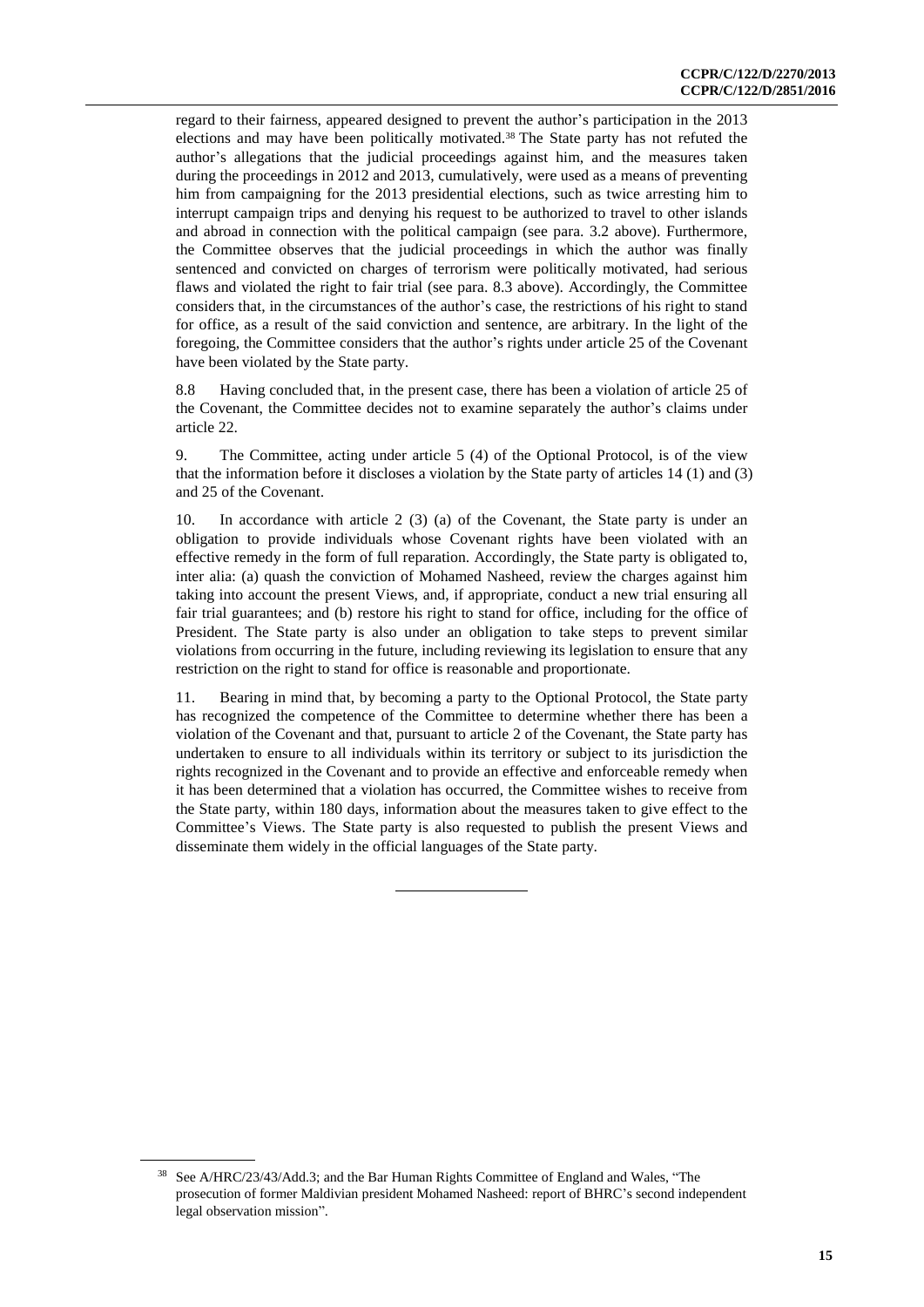regard to their fairness, appeared designed to prevent the author's participation in the 2013 elections and may have been politically motivated.[38] The State party has not refuted the author's allegations that the judicial proceedings against him, and the measures taken during the proceedings in 2012 and 2013, cumulatively, were used as a means of preventing him from campaigning for the 2013 presidential elections, such as twice arresting him to interrupt campaign trips and denying his request to be authorized to travel to other islands and abroad in connection with the political campaign (see para. 3.2 above). Furthermore, the Committee observes that the judicial proceedings in which the author was finally sentenced and convicted on charges of terrorism were politically motivated, had serious flaws and violated the right to fair trial (see para. 8.3 above). Accordingly, the Committee considers that, in the circumstances of the author's case, the restrictions of his right to stand for office, as a result of the said conviction and sentence, are arbitrary. In the light of the foregoing, the Committee considers that the author's rights under article 25 of the Covenant have been violated by the State party.

8.8 Having concluded that, in the present case, there has been a violation of article 25 of the Covenant, the Committee decides not to examine separately the author's claims under article 22.

9. The Committee, acting under article 5 (4) of the Optional Protocol, is of the view that the information before it discloses a violation by the State party of articles 14 (1) and (3) and 25 of the Covenant.

10. In accordance with article 2 (3) (a) of the Covenant, the State party is under an obligation to provide individuals whose Covenant rights have been violated with an effective remedy in the form of full reparation. Accordingly, the State party is obligated to, inter alia: (a) quash the conviction of Mohamed Nasheed, review the charges against him taking into account the present Views, and, if appropriate, conduct a new trial ensuring all fair trial guarantees; and (b) restore his right to stand for office, including for the office of President. The State party is also under an obligation to take steps to prevent similar violations from occurring in the future, including reviewing its legislation to ensure that any restriction on the right to stand for office is reasonable and proportionate.

11. Bearing in mind that, by becoming a party to the Optional Protocol, the State party has recognized the competence of the Committee to determine whether there has been a violation of the Covenant and that, pursuant to article 2 of the Covenant, the State party has undertaken to ensure to all individuals within its territory or subject to its jurisdiction the rights recognized in the Covenant and to provide an effective and enforceable remedy when it has been determined that a violation has occurred, the Committee wishes to receive from the State party, within 180 days, information about the measures taken to give effect to the Committee's Views. The State party is also requested to publish the present Views and disseminate them widely in the official languages of the State party.

---

[38] See A/HRC/23/43/Add.3; and the Bar Human Rights Committee of England and Wales, "The prosecution of former Maldivian president Mohamed Nasheed: report of BHRC's second independent legal observation mission".